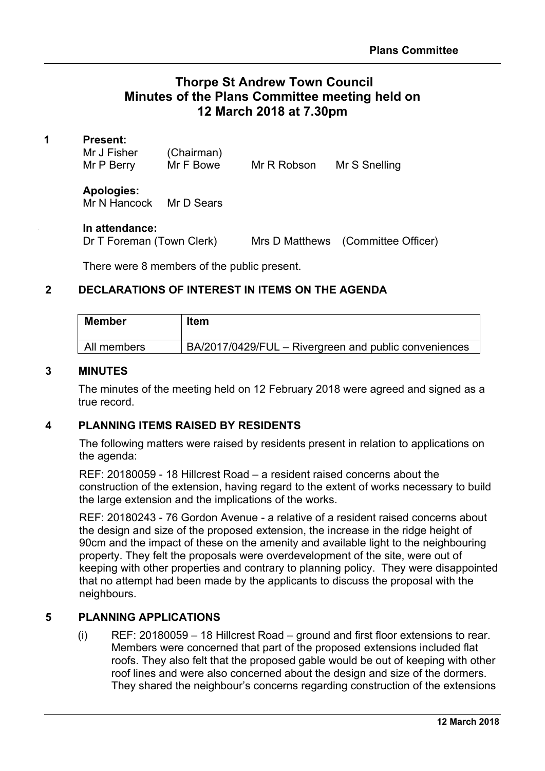# Thorpe St Andrew Town Council
# Minutes of the Plans Committee meeting held on
# 12 March 2018 at 7.30pm

## 1 Present:

Mr J Fisher (Chairman)
Mr P Berry Mr F Bowe Mr R Robson Mr S Snelling

**Apologies:**
Mr N Hancock Mr D Sears

**In attendance:**
Dr T Foreman (Town Clerk) Mrs D Matthews (Committee Officer)

There were 8 members of the public present.

## 2 DECLARATIONS OF INTEREST IN ITEMS ON THE AGENDA

| Member | Item |
|---|---|
| All members | BA/2017/0429/FUL – Rivergreen and public conveniences |

## 3 MINUTES

The minutes of the meeting held on 12 February 2018 were agreed and signed as a true record.

## 4 PLANNING ITEMS RAISED BY RESIDENTS

The following matters were raised by residents present in relation to applications on the agenda:

REF: 20180059 - 18 Hillcrest Road – a resident raised concerns about the construction of the extension, having regard to the extent of works necessary to build the large extension and the implications of the works.

REF: 20180243 - 76 Gordon Avenue - a relative of a resident raised concerns about the design and size of the proposed extension, the increase in the ridge height of 90cm and the impact of these on the amenity and available light to the neighbouring property. They felt the proposals were overdevelopment of the site, were out of keeping with other properties and contrary to planning policy. They were disappointed that no attempt had been made by the applicants to discuss the proposal with the neighbours.

## 5 PLANNING APPLICATIONS

(i) REF: 20180059 – 18 Hillcrest Road – ground and first floor extensions to rear. Members were concerned that part of the proposed extensions included flat roofs. They also felt that the proposed gable would be out of keeping with other roof lines and were also concerned about the design and size of the dormers. They shared the neighbour's concerns regarding construction of the extensions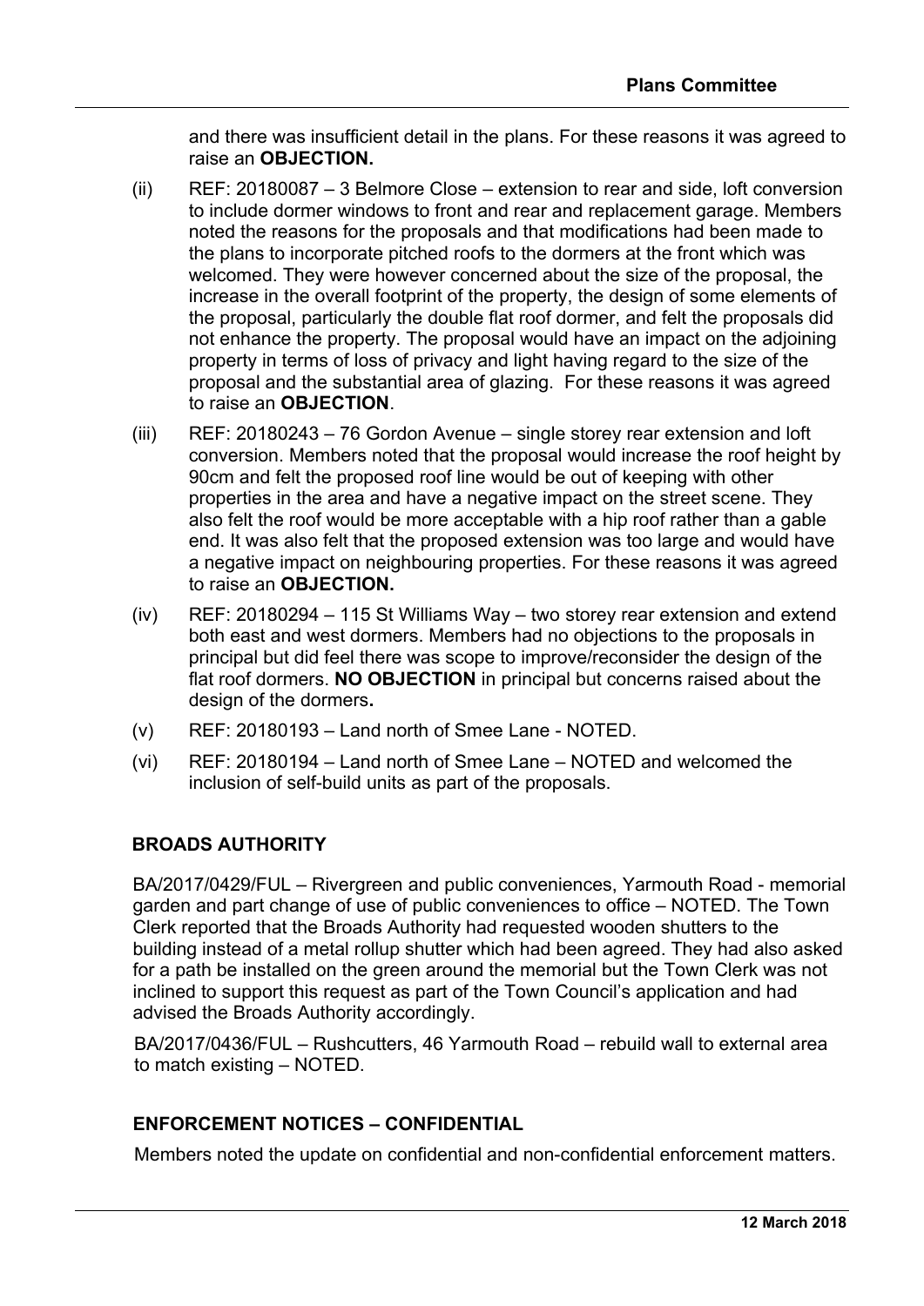and there was insufficient detail in the plans. For these reasons it was agreed to raise an **OBJECTION.**

(ii) REF: 20180087 – 3 Belmore Close – extension to rear and side, loft conversion to include dormer windows to front and rear and replacement garage. Members noted the reasons for the proposals and that modifications had been made to the plans to incorporate pitched roofs to the dormers at the front which was welcomed. They were however concerned about the size of the proposal, the increase in the overall footprint of the property, the design of some elements of the proposal, particularly the double flat roof dormer, and felt the proposals did not enhance the property. The proposal would have an impact on the adjoining property in terms of loss of privacy and light having regard to the size of the proposal and the substantial area of glazing. For these reasons it was agreed to raise an **OBJECTION**.

(iii) REF: 20180243 – 76 Gordon Avenue – single storey rear extension and loft conversion. Members noted that the proposal would increase the roof height by 90cm and felt the proposed roof line would be out of keeping with other properties in the area and have a negative impact on the street scene. They also felt the roof would be more acceptable with a hip roof rather than a gable end. It was also felt that the proposed extension was too large and would have a negative impact on neighbouring properties. For these reasons it was agreed to raise an **OBJECTION.**

(iv) REF: 20180294 – 115 St Williams Way – two storey rear extension and extend both east and west dormers. Members had no objections to the proposals in principal but did feel there was scope to improve/reconsider the design of the flat roof dormers. **NO OBJECTION** in principal but concerns raised about the design of the dormers**.**

(v) REF: 20180193 – Land north of Smee Lane - NOTED.

(vi) REF: 20180194 – Land north of Smee Lane – NOTED and welcomed the inclusion of self-build units as part of the proposals.

## BROADS AUTHORITY

BA/2017/0429/FUL – Rivergreen and public conveniences, Yarmouth Road - memorial garden and part change of use of public conveniences to office – NOTED. The Town Clerk reported that the Broads Authority had requested wooden shutters to the building instead of a metal rollup shutter which had been agreed. They had also asked for a path be installed on the green around the memorial but the Town Clerk was not inclined to support this request as part of the Town Council's application and had advised the Broads Authority accordingly.

BA/2017/0436/FUL – Rushcutters, 46 Yarmouth Road – rebuild wall to external area to match existing – NOTED.

## ENFORCEMENT NOTICES – CONFIDENTIAL

Members noted the update on confidential and non-confidential enforcement matters.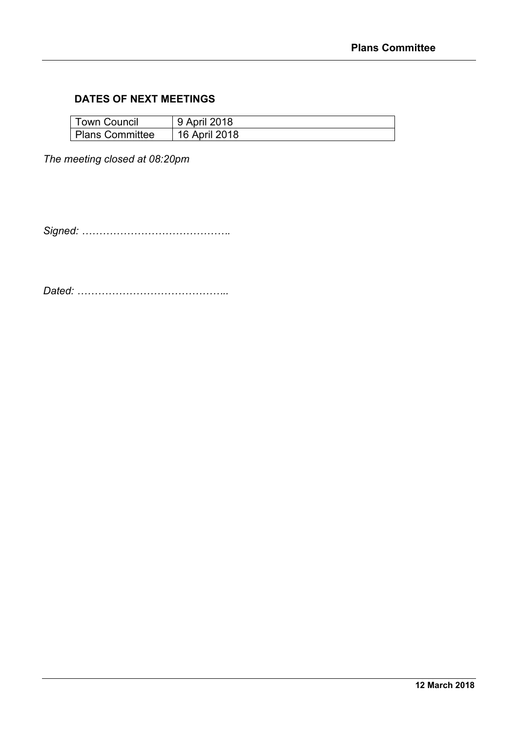## DATES OF NEXT MEETINGS

| | |
|---|---|
| Town Council | 9 April 2018 |
| Plans Committee | 16 April 2018 |

*The meeting closed at 08:20pm*

*Signed: …………………………………..*

*Dated: …………………………………...*